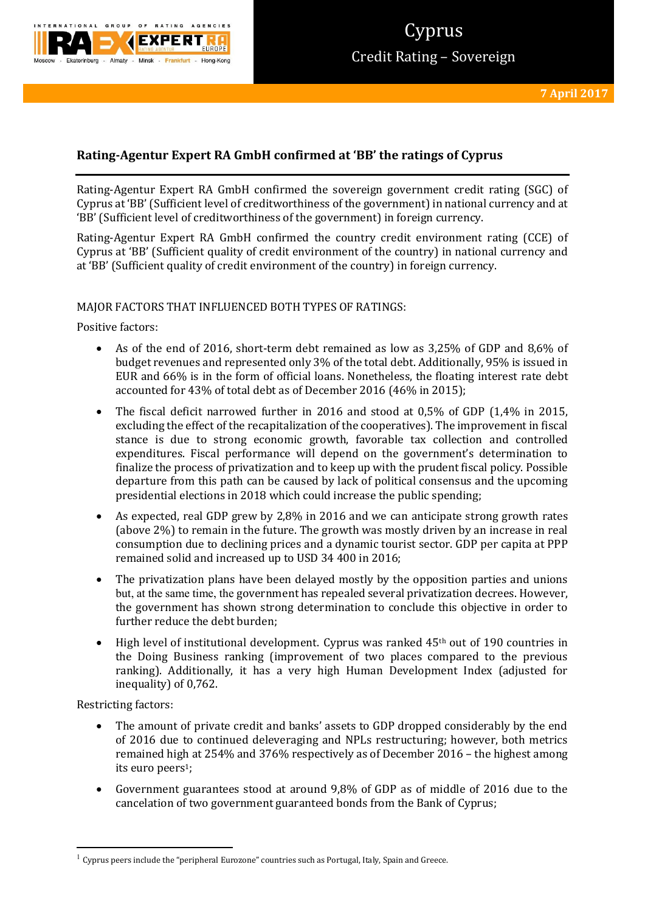# Cyprus

## Credit Rating – Sovereign

**7 April 2017**

## Rating-Agentur Expert RA GmbH confirmed at 'BB' the ratings of Cyprus

Rating-Agentur Expert RA GmbH confirmed the sovereign government credit rating (SGC) of Cyprus at 'BB' (Sufficient level of creditworthiness of the government) in national currency and at 'BB' (Sufficient level of creditworthiness of the government) in foreign currency.

Rating-Agentur Expert RA GmbH confirmed the country credit environment rating (CCE) of Cyprus at 'BB' (Sufficient quality of credit environment of the country) in national currency and at 'BB' (Sufficient quality of credit environment of the country) in foreign currency.

MAJOR FACTORS THAT INFLUENCED BOTH TYPES OF RATINGS:

Positive factors:

- As of the end of 2016, short-term debt remained as low as 3,25% of GDP and 8,6% of budget revenues and represented only 3% of the total debt. Additionally, 95% is issued in EUR and 66% is in the form of official loans. Nonetheless, the floating interest rate debt accounted for 43% of total debt as of December 2016 (46% in 2015);
- The fiscal deficit narrowed further in 2016 and stood at 0,5% of GDP (1,4% in 2015, excluding the effect of the recapitalization of the cooperatives). The improvement in fiscal stance is due to strong economic growth, favorable tax collection and controlled expenditures. Fiscal performance will depend on the government's determination to finalize the process of privatization and to keep up with the prudent fiscal policy. Possible departure from this path can be caused by lack of political consensus and the upcoming presidential elections in 2018 which could increase the public spending;
- As expected, real GDP grew by 2,8% in 2016 and we can anticipate strong growth rates (above 2%) to remain in the future. The growth was mostly driven by an increase in real consumption due to declining prices and a dynamic tourist sector. GDP per capita at PPP remained solid and increased up to USD 34 400 in 2016;
- The privatization plans have been delayed mostly by the opposition parties and unions but, at the same time, the government has repealed several privatization decrees. However, the government has shown strong determination to conclude this objective in order to further reduce the debt burden;
- High level of institutional development. Cyprus was ranked 45th out of 190 countries in the Doing Business ranking (improvement of two places compared to the previous ranking). Additionally, it has a very high Human Development Index (adjusted for inequality) of 0,762.

Restricting factors:

- The amount of private credit and banks' assets to GDP dropped considerably by the end of 2016 due to continued deleveraging and NPLs restructuring; however, both metrics remained high at 254% and 376% respectively as of December 2016 – the highest among its euro peers[1];
- Government guarantees stood at around 9,8% of GDP as of middle of 2016 due to the cancelation of two government guaranteed bonds from the Bank of Cyprus;

[1] Cyprus peers include the "peripheral Eurozone" countries such as Portugal, Italy, Spain and Greece.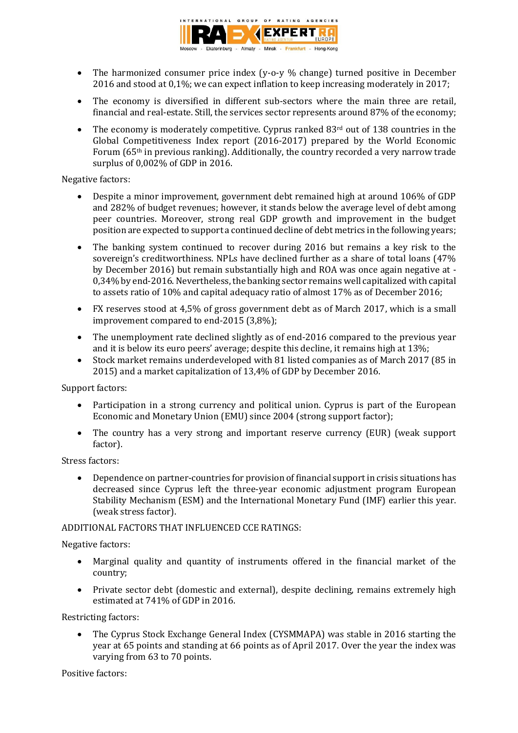- The harmonized consumer price index (y-o-y % change) turned positive in December 2016 and stood at 0,1%; we can expect inflation to keep increasing moderately in 2017;
- The economy is diversified in different sub-sectors where the main three are retail, financial and real-estate. Still, the services sector represents around 87% of the economy;
- The economy is moderately competitive. Cyprus ranked 83rd out of 138 countries in the Global Competitiveness Index report (2016-2017) prepared by the World Economic Forum (65th in previous ranking). Additionally, the country recorded a very narrow trade surplus of 0,002% of GDP in 2016.

Negative factors:

- Despite a minor improvement, government debt remained high at around 106% of GDP and 282% of budget revenues; however, it stands below the average level of debt among peer countries. Moreover, strong real GDP growth and improvement in the budget position are expected to support a continued decline of debt metrics in the following years;
- The banking system continued to recover during 2016 but remains a key risk to the sovereign's creditworthiness. NPLs have declined further as a share of total loans (47% by December 2016) but remain substantially high and ROA was once again negative at -0,34% by end-2016. Nevertheless, the banking sector remains well capitalized with capital to assets ratio of 10% and capital adequacy ratio of almost 17% as of December 2016;
- FX reserves stood at 4,5% of gross government debt as of March 2017, which is a small improvement compared to end-2015 (3,8%);
- The unemployment rate declined slightly as of end-2016 compared to the previous year and it is below its euro peers' average; despite this decline, it remains high at 13%;
- Stock market remains underdeveloped with 81 listed companies as of March 2017 (85 in 2015) and a market capitalization of 13,4% of GDP by December 2016.

Support factors:

- Participation in a strong currency and political union. Cyprus is part of the European Economic and Monetary Union (EMU) since 2004 (strong support factor);
- The country has a very strong and important reserve currency (EUR) (weak support factor).

Stress factors:

- Dependence on partner-countries for provision of financial support in crisis situations has decreased since Cyprus left the three-year economic adjustment program European Stability Mechanism (ESM) and the International Monetary Fund (IMF) earlier this year. (weak stress factor).

ADDITIONAL FACTORS THAT INFLUENCED CCE RATINGS:

Negative factors:

- Marginal quality and quantity of instruments offered in the financial market of the country;
- Private sector debt (domestic and external), despite declining, remains extremely high estimated at 741% of GDP in 2016.

Restricting factors:

- The Cyprus Stock Exchange General Index (CYSMMAPA) was stable in 2016 starting the year at 65 points and standing at 66 points as of April 2017. Over the year the index was varying from 63 to 70 points.

Positive factors: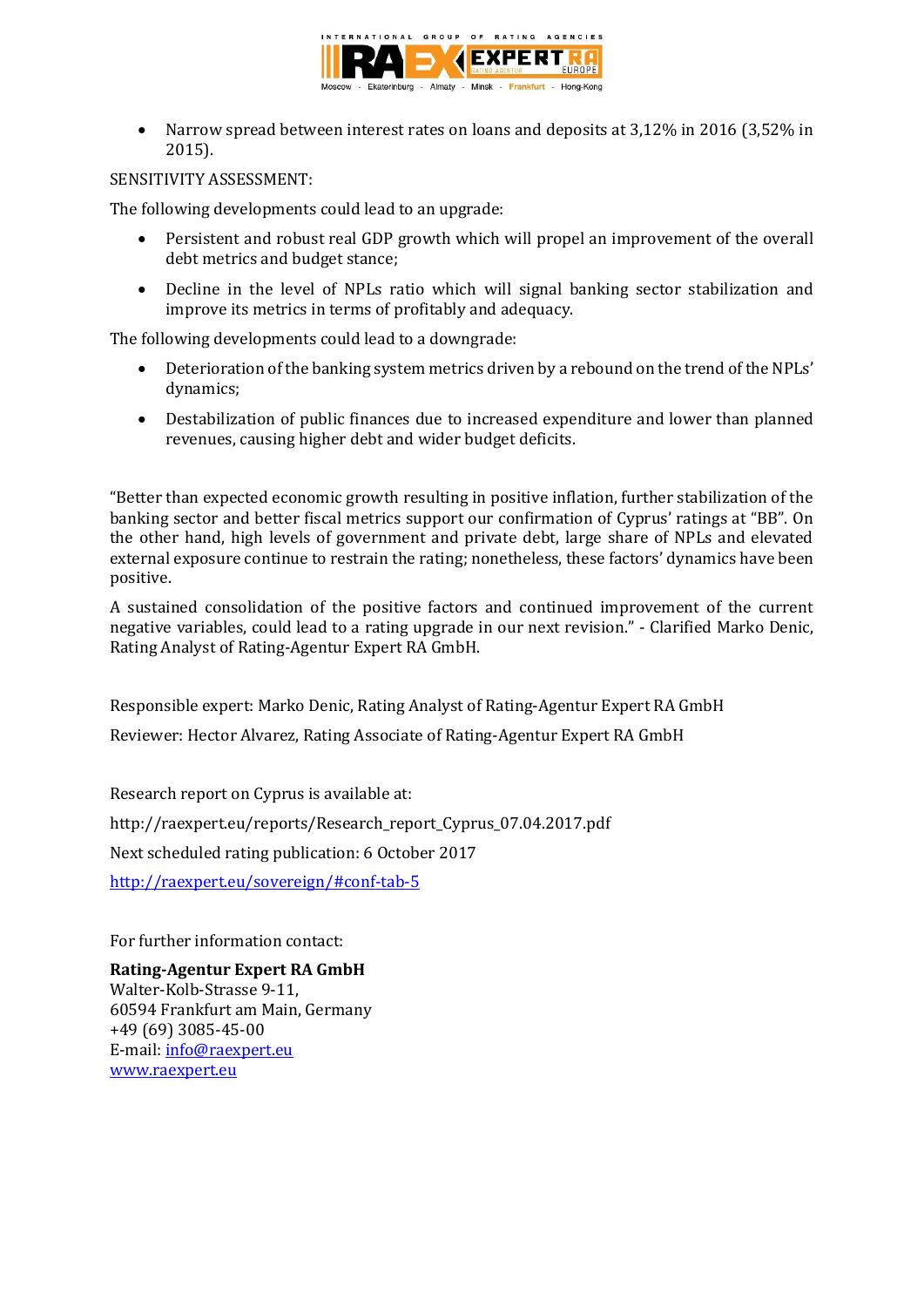- Narrow spread between interest rates on loans and deposits at 3,12% in 2016 (3,52% in 2015).

SENSITIVITY ASSESSMENT:

The following developments could lead to an upgrade:

- Persistent and robust real GDP growth which will propel an improvement of the overall debt metrics and budget stance;
- Decline in the level of NPLs ratio which will signal banking sector stabilization and improve its metrics in terms of profitably and adequacy.

The following developments could lead to a downgrade:

- Deterioration of the banking system metrics driven by a rebound on the trend of the NPLs' dynamics;
- Destabilization of public finances due to increased expenditure and lower than planned revenues, causing higher debt and wider budget deficits.

"Better than expected economic growth resulting in positive inflation, further stabilization of the banking sector and better fiscal metrics support our confirmation of Cyprus' ratings at "BB". On the other hand, high levels of government and private debt, large share of NPLs and elevated external exposure continue to restrain the rating; nonetheless, these factors' dynamics have been positive.

A sustained consolidation of the positive factors and continued improvement of the current negative variables, could lead to a rating upgrade in our next revision." - Clarified Marko Denic, Rating Analyst of Rating-Agentur Expert RA GmbH.

Responsible expert: Marko Denic, Rating Analyst of Rating-Agentur Expert RA GmbH

Reviewer: Hector Alvarez, Rating Associate of Rating-Agentur Expert RA GmbH

Research report on Cyprus is available at:

http://raexpert.eu/reports/Research_report_Cyprus_07.04.2017.pdf

Next scheduled rating publication: 6 October 2017

[http://raexpert.eu/sovereign/#conf-tab-5](http://raexpert.eu/sovereign/#conf-tab-5)

For further information contact:

**Rating-Agentur Expert RA GmbH**
Walter-Kolb-Strasse 9-11,
60594 Frankfurt am Main, Germany
+49 (69) 3085-45-00
E-mail: [info@raexpert.eu](mailto:info@raexpert.eu)
[www.raexpert.eu](http://www.raexpert.eu)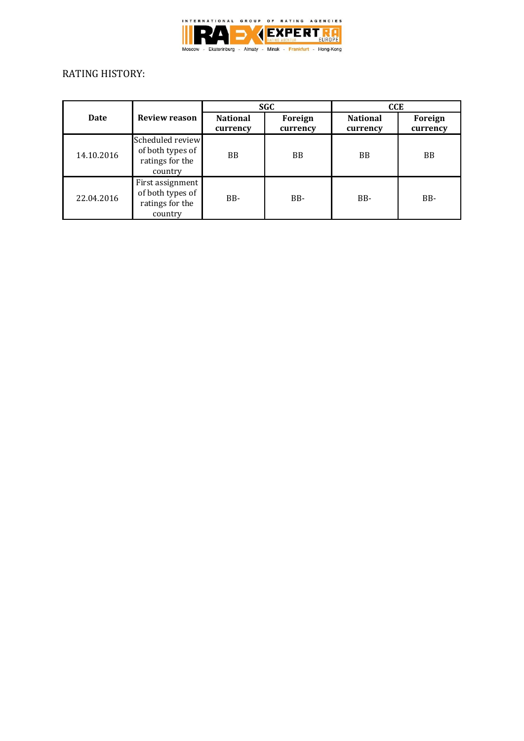RATING HISTORY:

| Date | Review reason | SGC | | CCE | |
|---|---|---|---|---|---|
| | | National currency | Foreign currency | National currency | Foreign currency |
| 14.10.2016 | Scheduled review of both types of ratings for the country | BB | BB | BB | BB |
| 22.04.2016 | First assignment of both types of ratings for the country | BB- | BB- | BB- | BB- |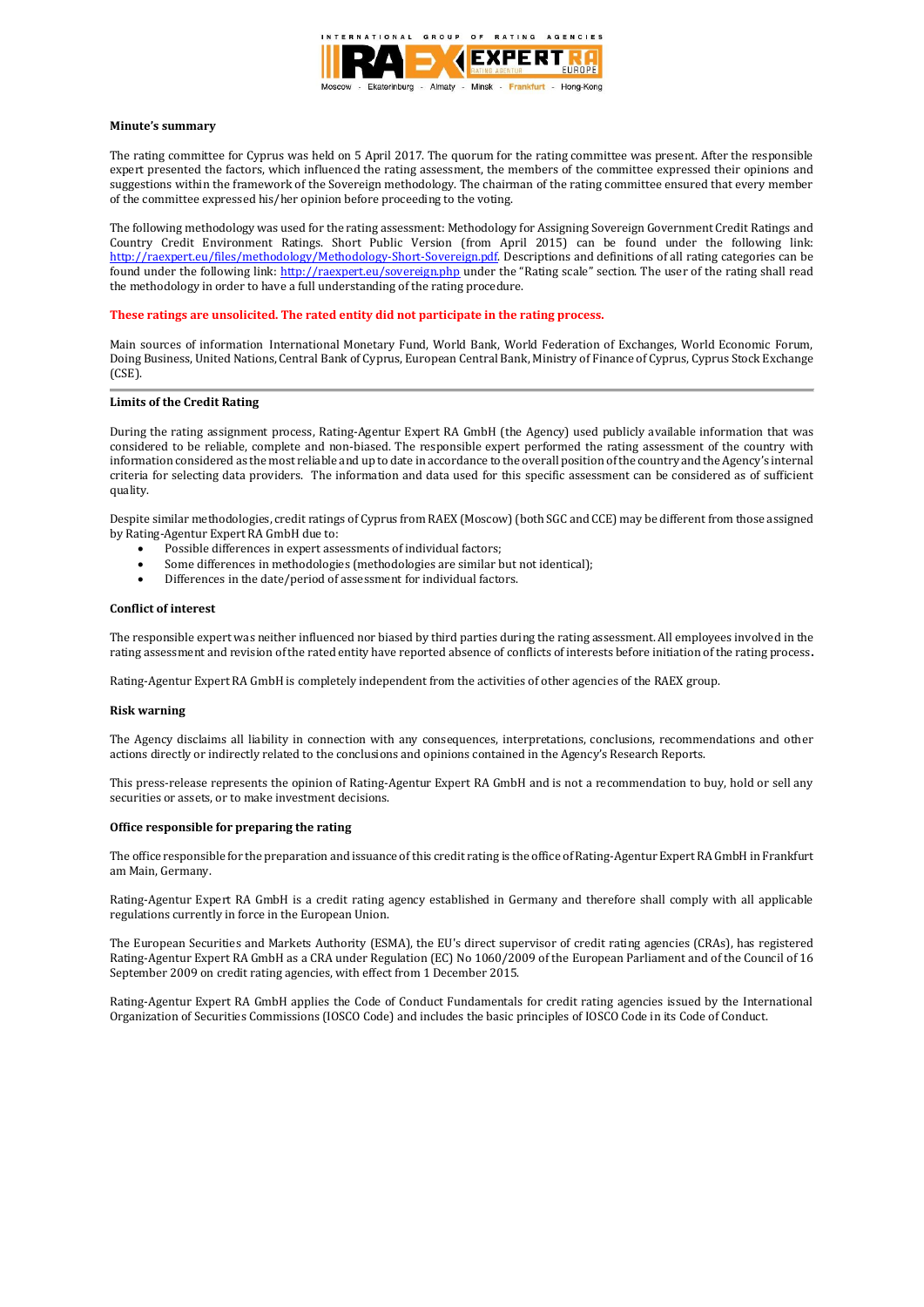**Minute's summary**

The rating committee for Cyprus was held on 5 April 2017. The quorum for the rating committee was present. After the responsible expert presented the factors, which influenced the rating assessment, the members of the committee expressed their opinions and suggestions within the framework of the Sovereign methodology. The chairman of the rating committee ensured that every member of the committee expressed his/her opinion before proceeding to the voting.

The following methodology was used for the rating assessment: Methodology for Assigning Sovereign Government Credit Ratings and Country Credit Environment Ratings. Short Public Version (from April 2015) can be found under the following link: http://raexpert.eu/files/methodology/Methodology-Short-Sovereign.pdf. Descriptions and definitions of all rating categories can be found under the following link: http://raexpert.eu/sovereign.php under the "Rating scale" section. The user of the rating shall read the methodology in order to have a full understanding of the rating procedure.

**These ratings are unsolicited. The rated entity did not participate in the rating process.**

Main sources of information International Monetary Fund, World Bank, World Federation of Exchanges, World Economic Forum, Doing Business, United Nations, Central Bank of Cyprus, European Central Bank, Ministry of Finance of Cyprus, Cyprus Stock Exchange (CSE).

**Limits of the Credit Rating**

During the rating assignment process, Rating-Agentur Expert RA GmbH (the Agency) used publicly available information that was considered to be reliable, complete and non-biased. The responsible expert performed the rating assessment of the country with information considered as the most reliable and up to date in accordance to the overall position of the country and the Agency's internal criteria for selecting data providers. The information and data used for this specific assessment can be considered as of sufficient quality.

Despite similar methodologies, credit ratings of Cyprus from RAEX (Moscow) (both SGC and CCE) may be different from those assigned by Rating-Agentur Expert RA GmbH due to:

- Possible differences in expert assessments of individual factors;
- Some differences in methodologies (methodologies are similar but not identical);
- Differences in the date/period of assessment for individual factors.

**Conflict of interest**

The responsible expert was neither influenced nor biased by third parties during the rating assessment. All employees involved in the rating assessment and revision of the rated entity have reported absence of conflicts of interests before initiation of the rating process.

Rating-Agentur Expert RA GmbH is completely independent from the activities of other agencies of the RAEX group.

**Risk warning**

The Agency disclaims all liability in connection with any consequences, interpretations, conclusions, recommendations and other actions directly or indirectly related to the conclusions and opinions contained in the Agency's Research Reports.

This press-release represents the opinion of Rating-Agentur Expert RA GmbH and is not a recommendation to buy, hold or sell any securities or assets, or to make investment decisions.

**Office responsible for preparing the rating**

The office responsible for the preparation and issuance of this credit rating is the office of Rating-Agentur Expert RA GmbH in Frankfurt am Main, Germany.

Rating-Agentur Expert RA GmbH is a credit rating agency established in Germany and therefore shall comply with all applicable regulations currently in force in the European Union.

The European Securities and Markets Authority (ESMA), the EU's direct supervisor of credit rating agencies (CRAs), has registered Rating-Agentur Expert RA GmbH as a CRA under Regulation (EC) No 1060/2009 of the European Parliament and of the Council of 16 September 2009 on credit rating agencies, with effect from 1 December 2015.

Rating-Agentur Expert RA GmbH applies the Code of Conduct Fundamentals for credit rating agencies issued by the International Organization of Securities Commissions (IOSCO Code) and includes the basic principles of IOSCO Code in its Code of Conduct.